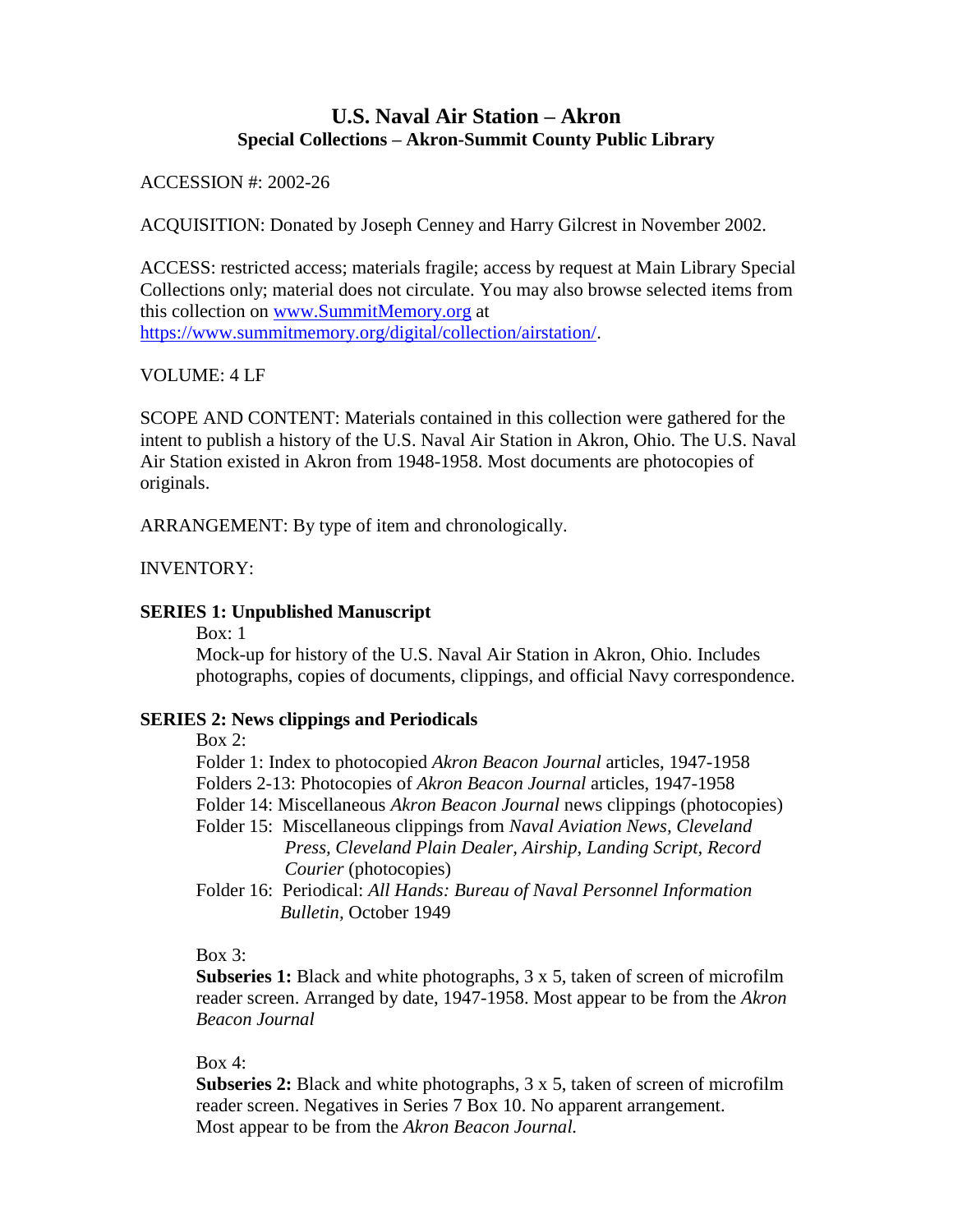# U.S. Naval Air Station – Akron
## Special Collections – Akron-Summit County Public Library

ACCESSION #: 2002-26

ACQUISITION: Donated by Joseph Cenney and Harry Gilcrest in November 2002.

ACCESS: restricted access; materials fragile; access by request at Main Library Special Collections only; material does not circulate. You may also browse selected items from this collection on [www.SummitMemory.org](http://www.SummitMemory.org) at [https://www.summitmemory.org/digital/collection/airstation/](https://www.summitmemory.org/digital/collection/airstation/).

VOLUME: 4 LF

SCOPE AND CONTENT: Materials contained in this collection were gathered for the intent to publish a history of the U.S. Naval Air Station in Akron, Ohio. The U.S. Naval Air Station existed in Akron from 1948-1958. Most documents are photocopies of originals.

ARRANGEMENT: By type of item and chronologically.

INVENTORY:

**SERIES 1: Unpublished Manuscript**

Box: 1
Mock-up for history of the U.S. Naval Air Station in Akron, Ohio. Includes photographs, copies of documents, clippings, and official Navy correspondence.

**SERIES 2: News clippings and Periodicals**

Box 2:
Folder 1: Index to photocopied *Akron Beacon Journal* articles, 1947-1958
Folders 2-13: Photocopies of *Akron Beacon Journal* articles, 1947-1958
Folder 14: Miscellaneous *Akron Beacon Journal* news clippings (photocopies)
Folder 15: Miscellaneous clippings from *Naval Aviation News, Cleveland Press, Cleveland Plain Dealer, Airship, Landing Script, Record Courier* (photocopies)
Folder 16: Periodical: *All Hands: Bureau of Naval Personnel Information Bulletin,* October 1949

Box 3:
**Subseries 1:** Black and white photographs, 3 x 5, taken of screen of microfilm reader screen. Arranged by date, 1947-1958. Most appear to be from the *Akron Beacon Journal*

Box 4:
**Subseries 2:** Black and white photographs, 3 x 5, taken of screen of microfilm reader screen. Negatives in Series 7 Box 10. No apparent arrangement. Most appear to be from the *Akron Beacon Journal.*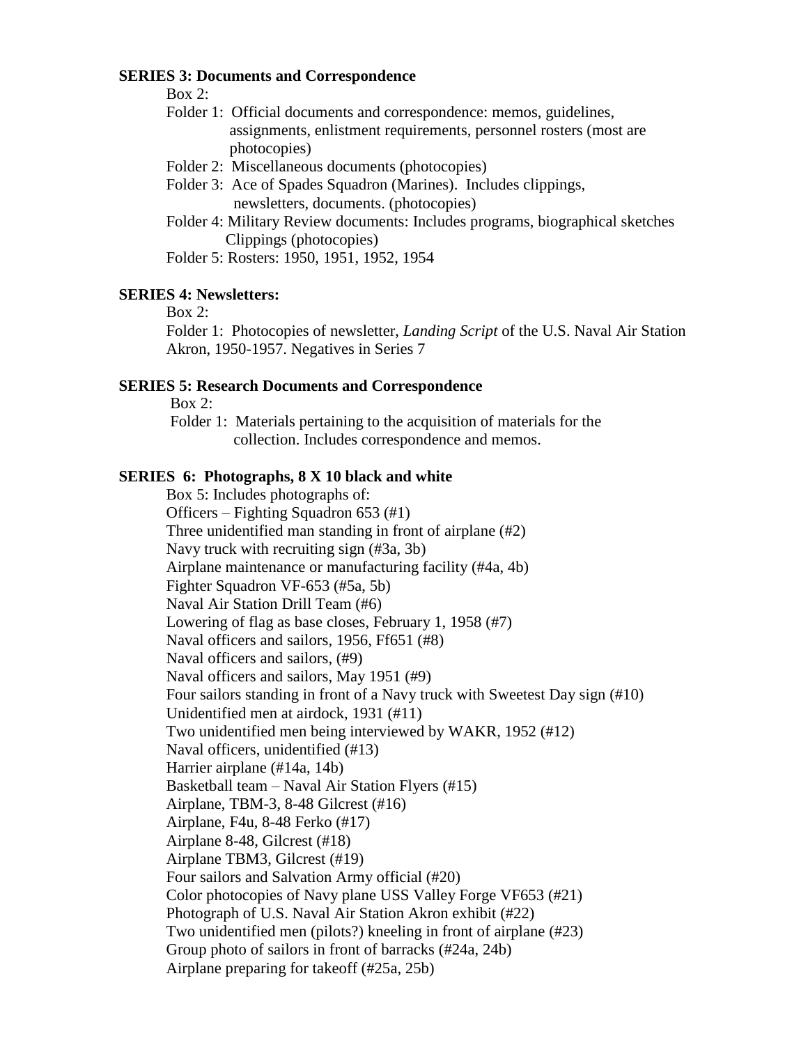**SERIES 3: Documents and Correspondence**

Box 2:

Folder 1: Official documents and correspondence: memos, guidelines, assignments, enlistment requirements, personnel rosters (most are photocopies)

Folder 2: Miscellaneous documents (photocopies)

Folder 3: Ace of Spades Squadron (Marines). Includes clippings, newsletters, documents. (photocopies)

Folder 4: Military Review documents: Includes programs, biographical sketches Clippings (photocopies)

Folder 5: Rosters: 1950, 1951, 1952, 1954

**SERIES 4: Newsletters:**

Box 2:

Folder 1: Photocopies of newsletter, *Landing Script* of the U.S. Naval Air Station Akron, 1950-1957. Negatives in Series 7

**SERIES 5: Research Documents and Correspondence**

Box 2:

Folder 1: Materials pertaining to the acquisition of materials for the collection. Includes correspondence and memos.

**SERIES 6: Photographs, 8 X 10 black and white**

Box 5: Includes photographs of:

Officers – Fighting Squadron 653 (#1)
Three unidentified man standing in front of airplane (#2)
Navy truck with recruiting sign (#3a, 3b)
Airplane maintenance or manufacturing facility (#4a, 4b)
Fighter Squadron VF-653 (#5a, 5b)
Naval Air Station Drill Team (#6)
Lowering of flag as base closes, February 1, 1958 (#7)
Naval officers and sailors, 1956, Ff651 (#8)
Naval officers and sailors, (#9)
Naval officers and sailors, May 1951 (#9)
Four sailors standing in front of a Navy truck with Sweetest Day sign (#10)
Unidentified men at airdock, 1931 (#11)
Two unidentified men being interviewed by WAKR, 1952 (#12)
Naval officers, unidentified (#13)
Harrier airplane (#14a, 14b)
Basketball team – Naval Air Station Flyers (#15)
Airplane, TBM-3, 8-48 Gilcrest (#16)
Airplane, F4u, 8-48 Ferko (#17)
Airplane 8-48, Gilcrest (#18)
Airplane TBM3, Gilcrest (#19)
Four sailors and Salvation Army official (#20)
Color photocopies of Navy plane USS Valley Forge VF653 (#21)
Photograph of U.S. Naval Air Station Akron exhibit (#22)
Two unidentified men (pilots?) kneeling in front of airplane (#23)
Group photo of sailors in front of barracks (#24a, 24b)
Airplane preparing for takeoff (#25a, 25b)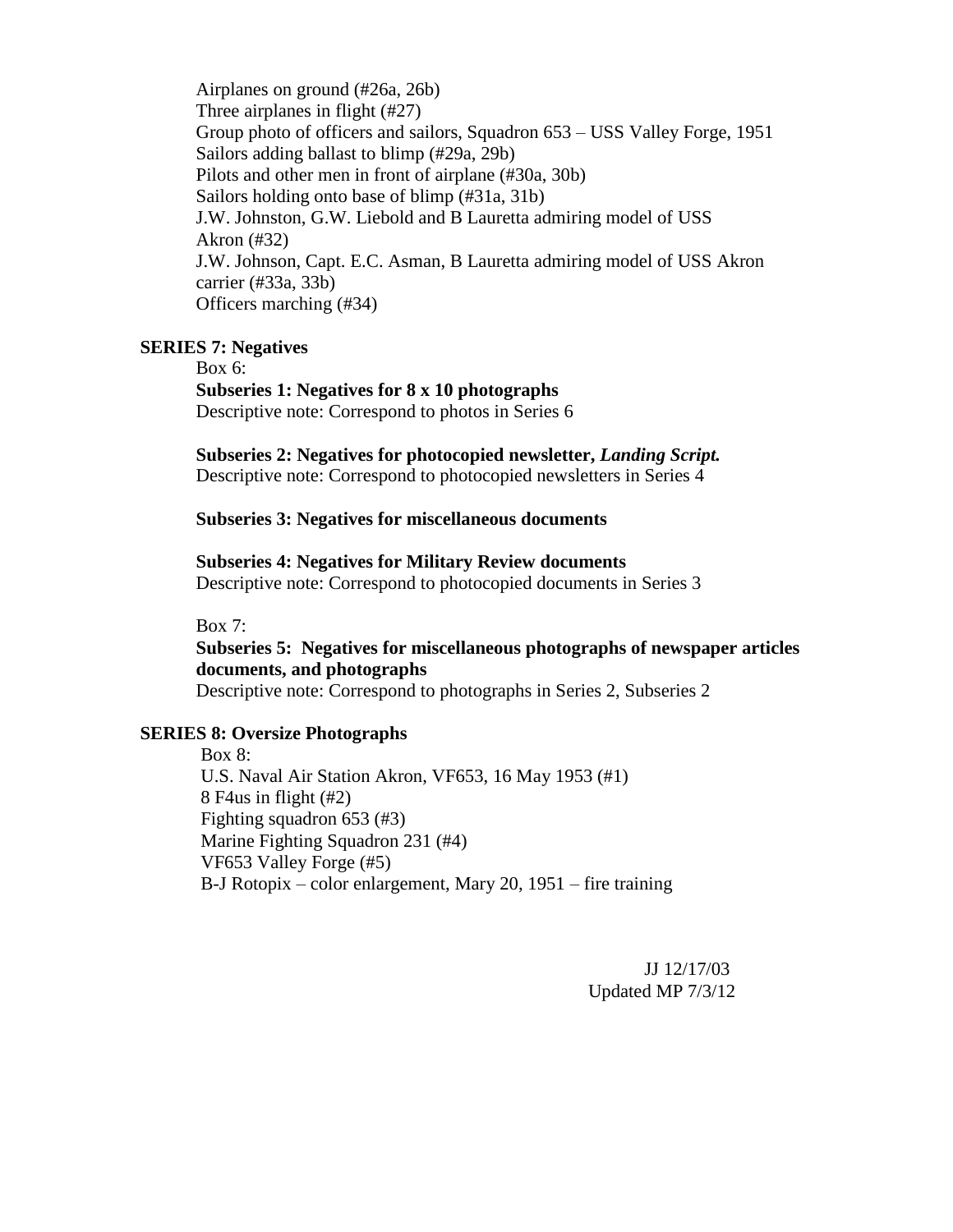Airplanes on ground (#26a, 26b)
Three airplanes in flight (#27)
Group photo of officers and sailors, Squadron 653 – USS Valley Forge, 1951
Sailors adding ballast to blimp (#29a, 29b)
Pilots and other men in front of airplane (#30a, 30b)
Sailors holding onto base of blimp (#31a, 31b)
J.W. Johnston, G.W. Liebold and B Lauretta admiring model of USS Akron (#32)
J.W. Johnson, Capt. E.C. Asman, B Lauretta admiring model of USS Akron carrier (#33a, 33b)
Officers marching (#34)

**SERIES 7: Negatives**

Box 6:

**Subseries 1: Negatives for 8 x 10 photographs**
Descriptive note: Correspond to photos in Series 6

**Subseries 2: Negatives for photocopied newsletter, *Landing Script.***
Descriptive note: Correspond to photocopied newsletters in Series 4

**Subseries 3: Negatives for miscellaneous documents**

**Subseries 4: Negatives for Military Review documents**
Descriptive note: Correspond to photocopied documents in Series 3

Box 7:

**Subseries 5: Negatives for miscellaneous photographs of newspaper articles documents, and photographs**
Descriptive note: Correspond to photographs in Series 2, Subseries 2

**SERIES 8: Oversize Photographs**

Box 8:
U.S. Naval Air Station Akron, VF653, 16 May 1953 (#1)
8 F4us in flight (#2)
Fighting squadron 653 (#3)
Marine Fighting Squadron 231 (#4)
VF653 Valley Forge (#5)
B-J Rotopix – color enlargement, Mary 20, 1951 – fire training

JJ 12/17/03
Updated MP 7/3/12